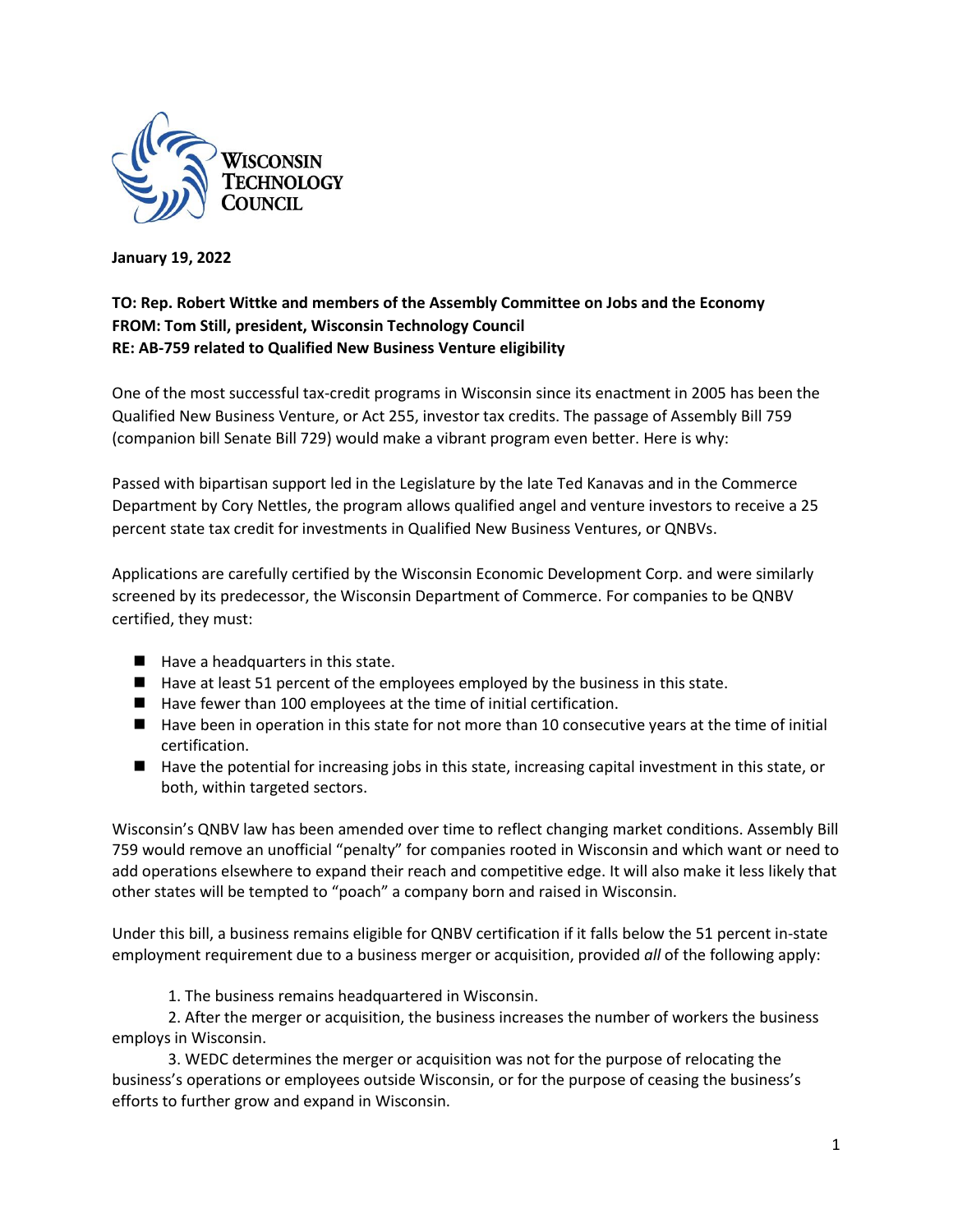**January 19, 2022**

**TO: Rep. Robert Wittke and members of the Assembly Committee on Jobs and the Economy**
**FROM: Tom Still, president, Wisconsin Technology Council**
**RE: AB-759 related to Qualified New Business Venture eligibility**

One of the most successful tax-credit programs in Wisconsin since its enactment in 2005 has been the Qualified New Business Venture, or Act 255, investor tax credits. The passage of Assembly Bill 759 (companion bill Senate Bill 729) would make a vibrant program even better. Here is why:

Passed with bipartisan support led in the Legislature by the late Ted Kanavas and in the Commerce Department by Cory Nettles, the program allows qualified angel and venture investors to receive a 25 percent state tax credit for investments in Qualified New Business Ventures, or QNBVs.

Applications are carefully certified by the Wisconsin Economic Development Corp. and were similarly screened by its predecessor, the Wisconsin Department of Commerce. For companies to be QNBV certified, they must:

- Have a headquarters in this state.
- Have at least 51 percent of the employees employed by the business in this state.
- Have fewer than 100 employees at the time of initial certification.
- Have been in operation in this state for not more than 10 consecutive years at the time of initial certification.
- Have the potential for increasing jobs in this state, increasing capital investment in this state, or both, within targeted sectors.

Wisconsin's QNBV law has been amended over time to reflect changing market conditions. Assembly Bill 759 would remove an unofficial "penalty" for companies rooted in Wisconsin and which want or need to add operations elsewhere to expand their reach and competitive edge. It will also make it less likely that other states will be tempted to "poach" a company born and raised in Wisconsin.

Under this bill, a business remains eligible for QNBV certification if it falls below the 51 percent in-state employment requirement due to a business merger or acquisition, provided *all* of the following apply:

1. The business remains headquartered in Wisconsin.
2. After the merger or acquisition, the business increases the number of workers the business employs in Wisconsin.
3. WEDC determines the merger or acquisition was not for the purpose of relocating the business's operations or employees outside Wisconsin, or for the purpose of ceasing the business's efforts to further grow and expand in Wisconsin.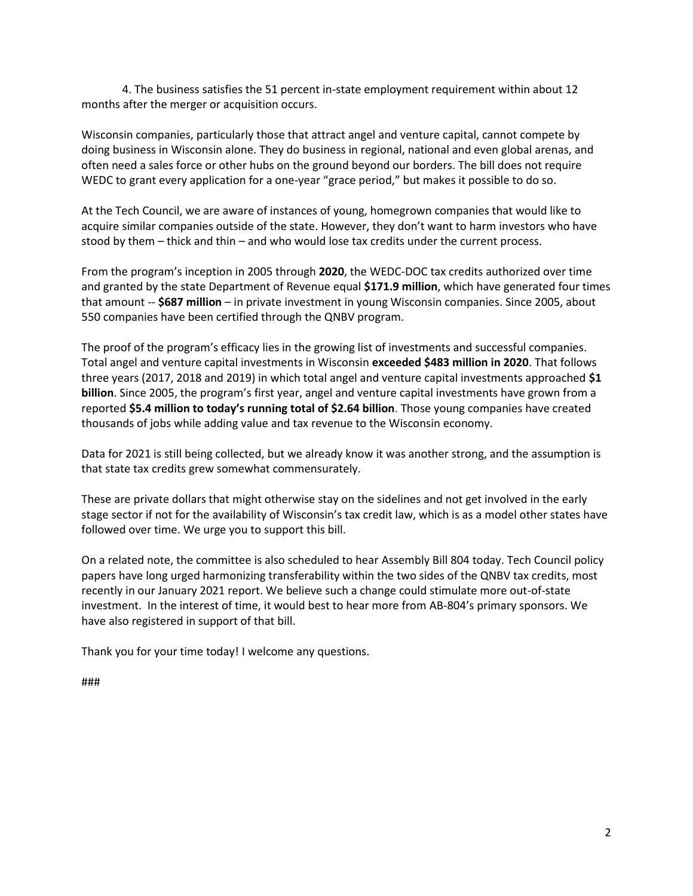4. The business satisfies the 51 percent in-state employment requirement within about 12 months after the merger or acquisition occurs.

Wisconsin companies, particularly those that attract angel and venture capital, cannot compete by doing business in Wisconsin alone. They do business in regional, national and even global arenas, and often need a sales force or other hubs on the ground beyond our borders. The bill does not require WEDC to grant every application for a one-year "grace period," but makes it possible to do so.

At the Tech Council, we are aware of instances of young, homegrown companies that would like to acquire similar companies outside of the state. However, they don't want to harm investors who have stood by them – thick and thin – and who would lose tax credits under the current process.

From the program's inception in 2005 through **2020**, the WEDC-DOC tax credits authorized over time and granted by the state Department of Revenue equal **$171.9 million**, which have generated four times that amount -- **$687 million** – in private investment in young Wisconsin companies. Since 2005, about 550 companies have been certified through the QNBV program.

The proof of the program's efficacy lies in the growing list of investments and successful companies. Total angel and venture capital investments in Wisconsin **exceeded $483 million in 2020**. That follows three years (2017, 2018 and 2019) in which total angel and venture capital investments approached **$1 billion**. Since 2005, the program's first year, angel and venture capital investments have grown from a reported **$5.4 million to today's running total of $2.64 billion**. Those young companies have created thousands of jobs while adding value and tax revenue to the Wisconsin economy.

Data for 2021 is still being collected, but we already know it was another strong, and the assumption is that state tax credits grew somewhat commensurately.

These are private dollars that might otherwise stay on the sidelines and not get involved in the early stage sector if not for the availability of Wisconsin's tax credit law, which is as a model other states have followed over time. We urge you to support this bill.

On a related note, the committee is also scheduled to hear Assembly Bill 804 today. Tech Council policy papers have long urged harmonizing transferability within the two sides of the QNBV tax credits, most recently in our January 2021 report. We believe such a change could stimulate more out-of-state investment. In the interest of time, it would best to hear more from AB-804's primary sponsors. We have also registered in support of that bill.

Thank you for your time today! I welcome any questions.

###